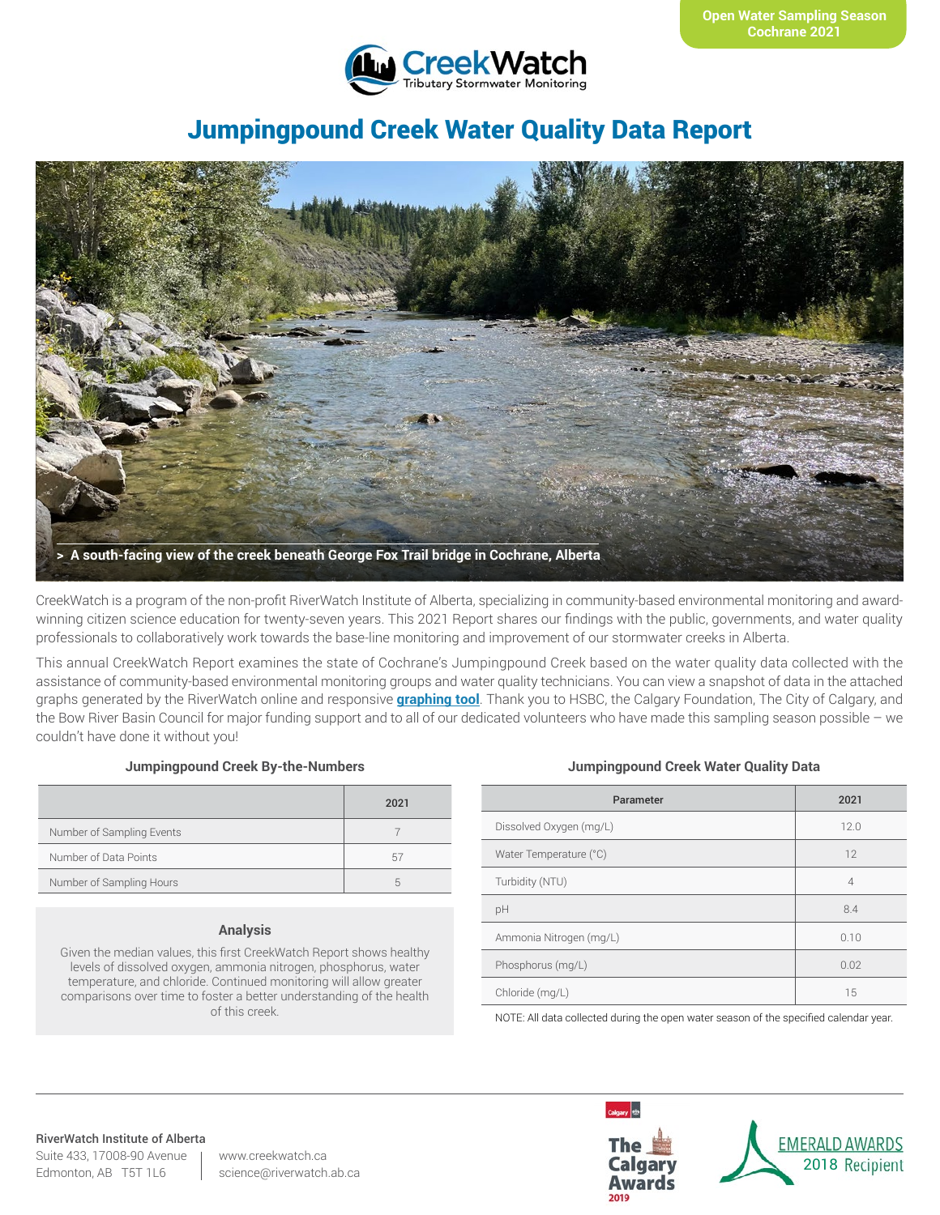Open Water Sampling Season
Cochrane 2021

CreekWatch
Tributary Stormwater Monitoring

# Jumpingpound Creek Water Quality Data Report

> A south-facing view of the creek beneath George Fox Trail bridge in Cochrane, Alberta

CreekWatch is a program of the non-profit RiverWatch Institute of Alberta, specializing in community-based environmental monitoring and award-winning citizen science education for twenty-seven years. This 2021 Report shares our findings with the public, governments, and water quality professionals to collaboratively work towards the base-line monitoring and improvement of our stormwater creeks in Alberta.

This annual CreekWatch Report examines the state of Cochrane's Jumpingpound Creek based on the water quality data collected with the assistance of community-based environmental monitoring groups and water quality technicians. You can view a snapshot of data in the attached graphs generated by the RiverWatch online and responsive **graphing tool**. Thank you to HSBC, the Calgary Foundation, The City of Calgary, and the Bow River Basin Council for major funding support and to all of our dedicated volunteers who have made this sampling season possible – we couldn't have done it without you!

### Jumpingpound Creek By-the-Numbers

| | 2021 |
|---|---|
| Number of Sampling Events | 7 |
| Number of Data Points | 57 |
| Number of Sampling Hours | 5 |

### Analysis

Given the median values, this first CreekWatch Report shows healthy levels of dissolved oxygen, ammonia nitrogen, phosphorus, water temperature, and chloride. Continued monitoring will allow greater comparisons over time to foster a better understanding of the health of this creek.

### Jumpingpound Creek Water Quality Data

| Parameter | 2021 |
|---|---|
| Dissolved Oxygen (mg/L) | 12.0 |
| Water Temperature (°C) | 12 |
| Turbidity (NTU) | 4 |
| pH | 8.4 |
| Ammonia Nitrogen (mg/L) | 0.10 |
| Phosphorus (mg/L) | 0.02 |
| Chloride (mg/L) | 15 |

NOTE: All data collected during the open water season of the specified calendar year.

**RiverWatch Institute of Alberta**
Suite 433, 17008-90 Avenue
Edmonton, AB T5T 1L6

www.creekwatch.ca
science@riverwatch.ab.ca

The Calgary Awards 2019

EMERALD AWARDS 2018 Recipient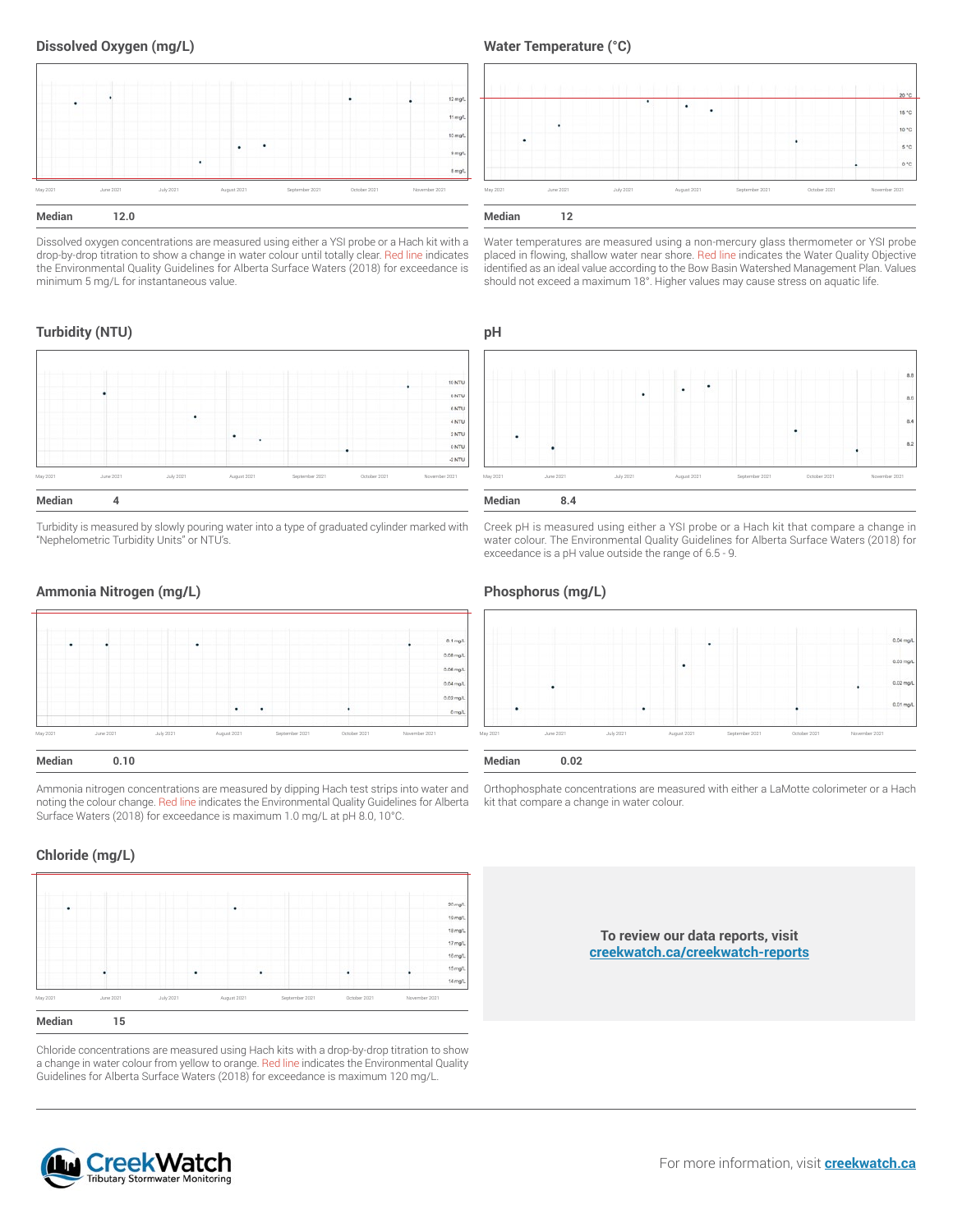## Dissolved Oxygen (mg/L)

12 mg/L
11 mg/L
10 mg/L
9 mg/L
8 mg/L

May 2021 June 2021 July 2021 August 2021 September 2021 October 2021 November 2021

**Median** 12.0

Dissolved oxygen concentrations are measured using either a YSI probe or a Hach kit with a drop-by-drop titration to show a change in water colour until totally clear. Red line indicates the Environmental Quality Guidelines for Alberta Surface Waters (2018) for exceedance is minimum 5 mg/L for instantaneous value.

## Water Temperature (°C)

20 °C
15 °C
10 °C
5 °C
0 °C

May 2021 June 2021 July 2021 August 2021 September 2021 October 2021 November 2021

**Median** 12

Water temperatures are measured using a non-mercury glass thermometer or YSI probe placed in flowing, shallow water near shore. Red line indicates the Water Quality Objective identified as an ideal value according to the Bow Basin Watershed Management Plan. Values should not exceed a maximum 18°. Higher values may cause stress on aquatic life.

## Turbidity (NTU)

10 NTU
8 NTU
6 NTU
4 NTU
2 NTU
0 NTU
-2 NTU

May 2021 June 2021 July 2021 August 2021 September 2021 October 2021 November 2021

**Median** 4

Turbidity is measured by slowly pouring water into a type of graduated cylinder marked with "Nephelometric Turbidity Units" or NTU's.

## pH

8.8
8.6
8.4
8.2

May 2021 June 2021 July 2021 August 2021 September 2021 October 2021 November 2021

**Median** 8.4

Creek pH is measured using either a YSI probe or a Hach kit that compare a change in water colour. The Environmental Quality Guidelines for Alberta Surface Waters (2018) for exceedance is a pH value outside the range of 6.5 - 9.

## Ammonia Nitrogen (mg/L)

0.1 mg/L
0.08 mg/L
0.06 mg/L
0.04 mg/L
0.02 mg/L
0 mg/L

May 2021 June 2021 July 2021 August 2021 September 2021 October 2021 November 2021

**Median** 0.10

Ammonia nitrogen concentrations are measured by dipping Hach test strips into water and noting the colour change. Red line indicates the Environmental Quality Guidelines for Alberta Surface Waters (2018) for exceedance is maximum 1.0 mg/L at pH 8.0, 10°C.

## Phosphorus (mg/L)

0.04 mg/L
0.03 mg/L
0.02 mg/L
0.01 mg/L

May 2021 June 2021 July 2021 August 2021 September 2021 October 2021 November 2021

**Median** 0.02

Orthophosphate concentrations are measured with either a LaMotte colorimeter or a Hach kit that compare a change in water colour.

## Chloride (mg/L)

20 mg/L
19 mg/L
18 mg/L
17 mg/L
16 mg/L
15 mg/L
14 mg/L

May 2021 June 2021 July 2021 August 2021 September 2021 October 2021 November 2021

**Median** 15

Chloride concentrations are measured using Hach kits with a drop-by-drop titration to show a change in water colour from yellow to orange. Red line indicates the Environmental Quality Guidelines for Alberta Surface Waters (2018) for exceedance is maximum 120 mg/L.

**To review our data reports, visit [creekwatch.ca/creekwatch-reports](creekwatch.ca/creekwatch-reports)**

CreekWatch
Tributary Stormwater Monitoring

For more information, visit **[creekwatch.ca](creekwatch.ca)**